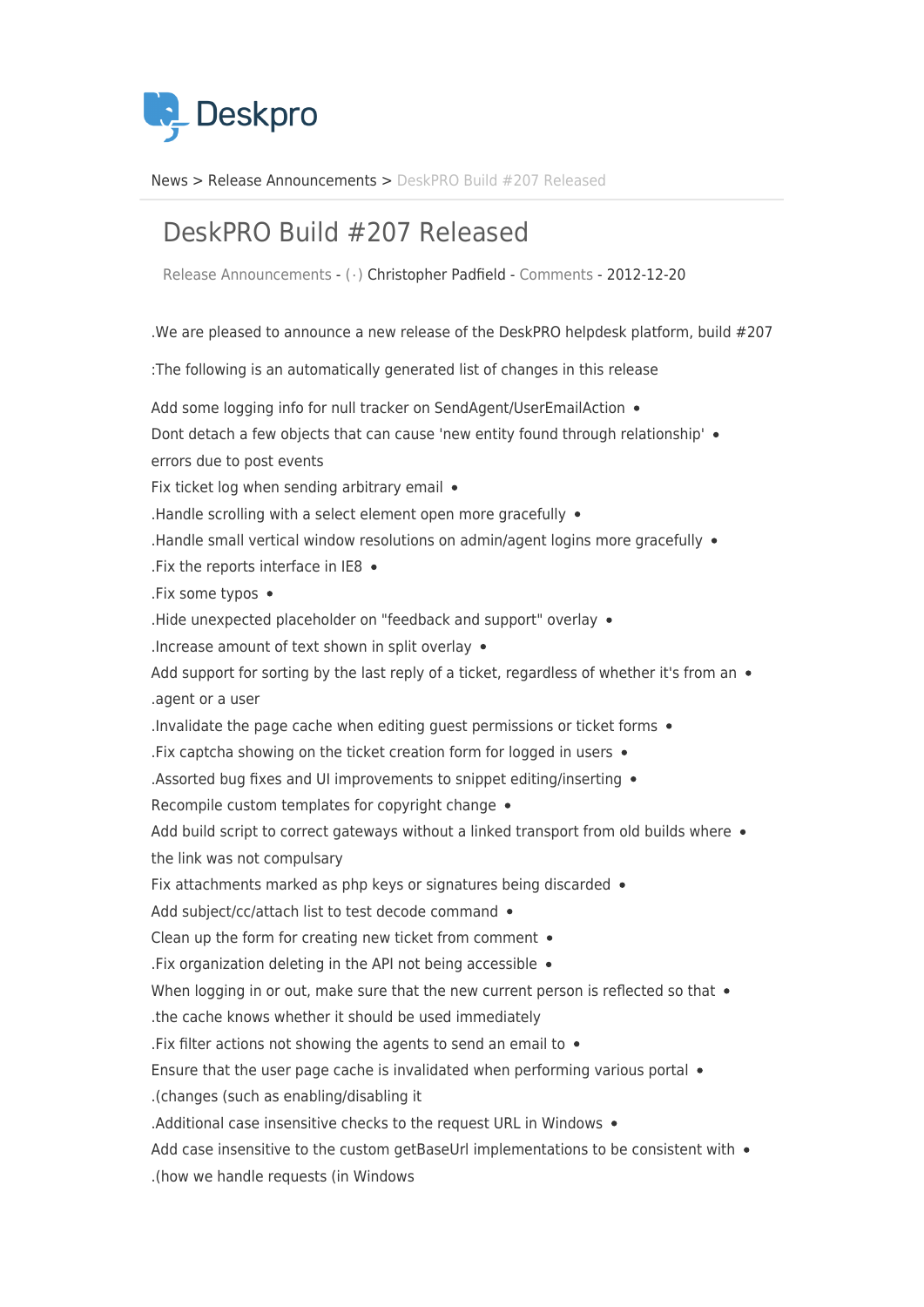Deskpro

News > Release Announcements > DeskPRO Build #207 Released

# DeskPRO Build #207 Released

Release Announcements - ( · ) Christopher Padfield - Comments - 2012-12-20

We are pleased to announce a new release of the DeskPRO helpdesk platform, build #207.

The following is an automatically generated list of changes in this release:

- Add some logging info for null tracker on SendAgent/UserEmailAction
- Dont detach a few objects that can cause 'new entity found through relationship' errors due to post events
- Fix ticket log when sending arbitrary email
- Handle scrolling with a select element open more gracefully.
- Handle small vertical window resolutions on admin/agent logins more gracefully.
- Fix the reports interface in IE8.
- Fix some typos.
- Hide unexpected placeholder on "feedback and support" overlay.
- Increase amount of text shown in split overlay.
- Add support for sorting by the last reply of a ticket, regardless of whether it's from an agent or a user.
- Invalidate the page cache when editing guest permissions or ticket forms.
- Fix captcha showing on the ticket creation form for logged in users.
- Assorted bug fixes and UI improvements to snippet editing/inserting.
- Recompile custom templates for copyright change
- Add build script to correct gateways without a linked transport from old builds where the link was not compulsary
- Fix attachments marked as php keys or signatures being discarded
- Add subject/cc/attach list to test decode command
- Clean up the form for creating new ticket from comment
- Fix organization deleting in the API not being accessible.
- When logging in or out, make sure that the new current person is reflected so that the cache knows whether it should be used immediately.
- Fix filter actions not showing the agents to send an email to.
- Ensure that the user page cache is invalidated when performing various portal changes (such as enabling/disabling it).
- Additional case insensitive checks to the request URL in Windows.
- Add case insensitive to the custom getBaseUrl implementations to be consistent with how we handle requests (in Windows).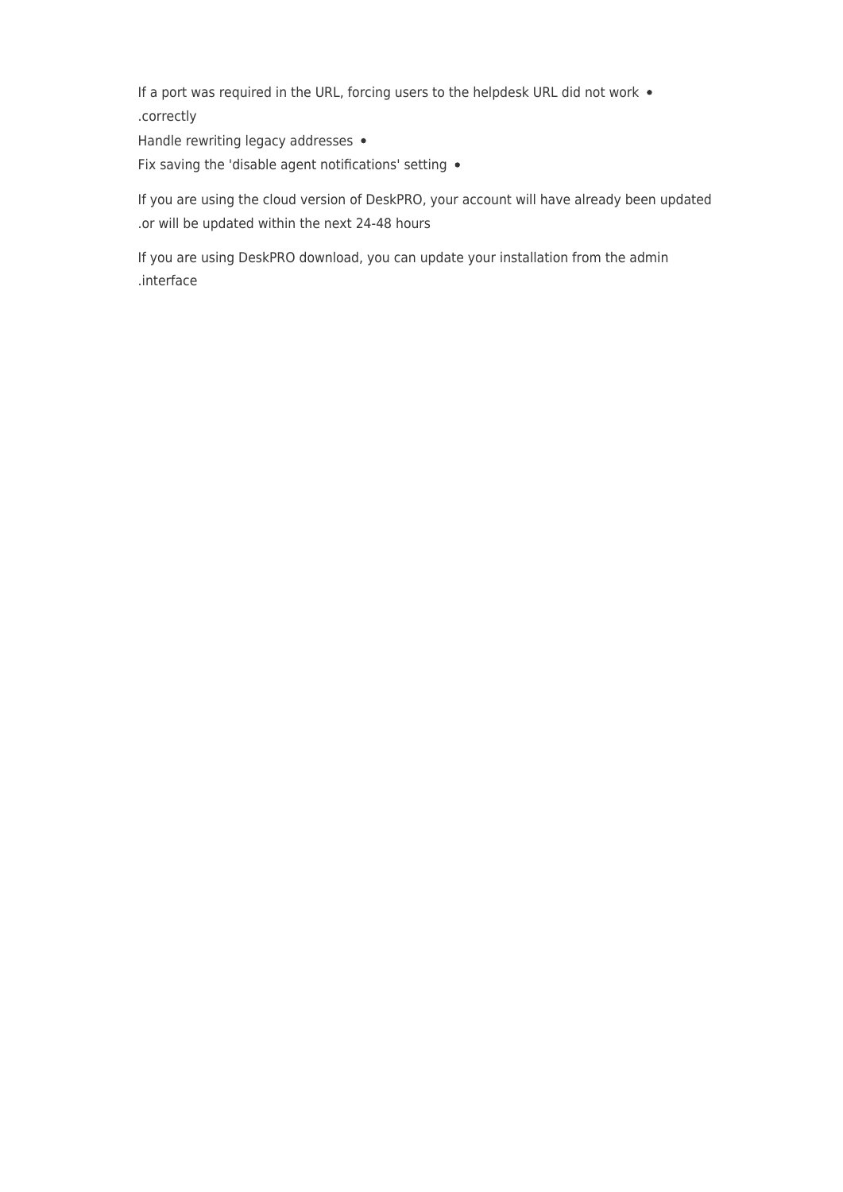- If a port was required in the URL, forcing users to the helpdesk URL did not work correctly.
- Handle rewriting legacy addresses
- Fix saving the 'disable agent notifications' setting

If you are using the cloud version of DeskPRO, your account will have already been updated or will be updated within the next 24-48 hours.

If you are using DeskPRO download, you can update your installation from the admin interface.